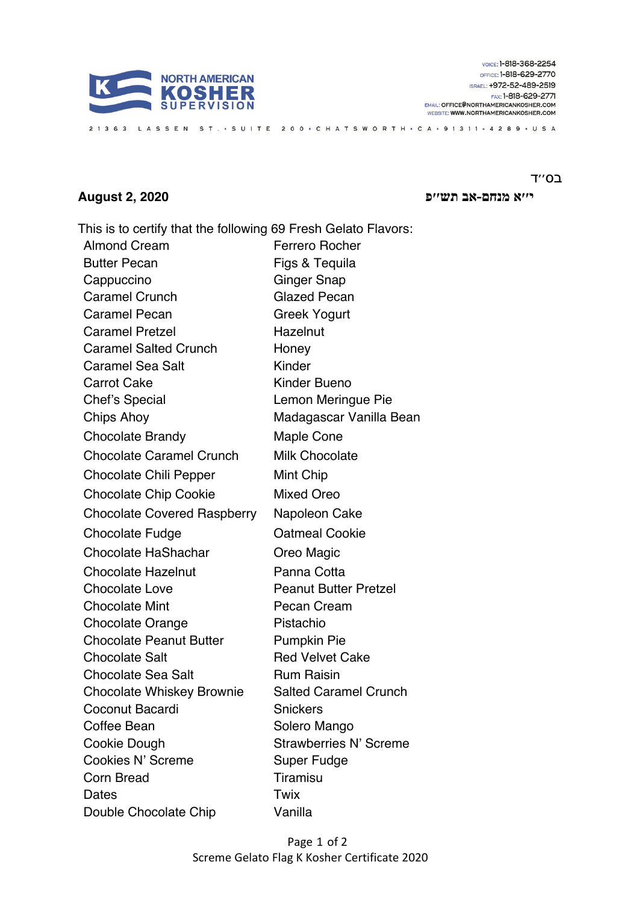**NORTH AMERICAN KOSHER SUPERVISION**

VOICE: 1-818-368-2254
OFFICE: 1-818-629-2770
ISRAEL: +972-52-489-2519
FAX: 1-818-629-2771
EMAIL: OFFICE@NORTHAMERICANKOSHER.COM
WEBSITE: WWW.NORTHAMERICANKOSHER.COM

21363 LASSEN ST. • SUITE 200 • CHATSWORTH • CA • 91311-4289 • USA

בס״ד

**August 2, 2020** **י״א מנחם-אב תש״פ**

This is to certify that the following 69 Fresh Gelato Flavors:

- Almond Cream
- Butter Pecan
- Cappuccino
- Caramel Crunch
- Caramel Pecan
- Caramel Pretzel
- Caramel Salted Crunch
- Caramel Sea Salt
- Carrot Cake
- Chef's Special
- Chips Ahoy
- Chocolate Brandy
- Chocolate Caramel Crunch
- Chocolate Chili Pepper
- Chocolate Chip Cookie
- Chocolate Covered Raspberry
- Chocolate Fudge
- Chocolate HaShachar
- Chocolate Hazelnut
- Chocolate Love
- Chocolate Mint
- Chocolate Orange
- Chocolate Peanut Butter
- Chocolate Salt
- Chocolate Sea Salt
- Chocolate Whiskey Brownie
- Coconut Bacardi
- Coffee Bean
- Cookie Dough
- Cookies N' Screme
- Corn Bread
- Dates
- Double Chocolate Chip
- Ferrero Rocher
- Figs & Tequila
- Ginger Snap
- Glazed Pecan
- Greek Yogurt
- Hazelnut
- Honey
- Kinder
- Kinder Bueno
- Lemon Meringue Pie
- Madagascar Vanilla Bean
- Maple Cone
- Milk Chocolate
- Mint Chip
- Mixed Oreo
- Napoleon Cake
- Oatmeal Cookie
- Oreo Magic
- Panna Cotta
- Peanut Butter Pretzel
- Pecan Cream
- Pistachio
- Pumpkin Pie
- Red Velvet Cake
- Rum Raisin
- Salted Caramel Crunch
- Snickers
- Solero Mango
- Strawberries N' Screme
- Super Fudge
- Tiramisu
- Twix
- Vanilla

Screme Gelato Flag K Kosher Certificate 2020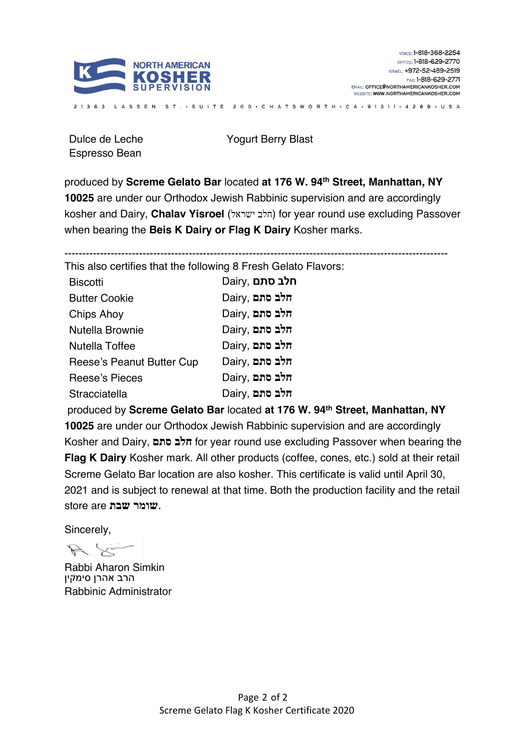NORTH AMERICAN KOSHER SUPERVISION

VOICE: 1-818-368-2254
OFFICE: 1-818-629-2770
ISRAEL: +972-52-489-2519
FAX: 1-818-629-2771
EMAIL: OFFICE@NORTHAMERICANKOSHER.COM
WEBSITE: WWW.NORTHAMERICANKOSHER.COM

21363 LASSEN ST. • SUITE 200 • CHATSWORTH • CA • 91311-4289 • USA

| | |
|---|---|
| Dulce de Leche | Yogurt Berry Blast |
| Espresso Bean | |

produced by **Screme Gelato Bar** located **at 176 W. 94th Street, Manhattan, NY 10025** are under our Orthodox Jewish Rabbinic supervision and are accordingly kosher and Dairy, **Chalav Yisroel** (חלב ישראל) for year round use excluding Passover when bearing the **Beis K Dairy or Flag K Dairy** Kosher marks.

---

This also certifies that the following 8 Fresh Gelato Flavors:

| | |
|---|---|
| Biscotti | Dairy, **חלב סתם** |
| Butter Cookie | Dairy, **חלב סתם** |
| Chips Ahoy | Dairy, **חלב סתם** |
| Nutella Brownie | Dairy, **חלב סתם** |
| Nutella Toffee | Dairy, **חלב סתם** |
| Reese's Peanut Butter Cup | Dairy, **חלב סתם** |
| Reese's Pieces | Dairy, **חלב סתם** |
| Stracciatella | Dairy, **חלב סתם** |

produced by **Screme Gelato Bar** located **at 176 W. 94th Street, Manhattan, NY 10025** are under our Orthodox Jewish Rabbinic supervision and are accordingly Kosher and Dairy, **חלב סתם** for year round use excluding Passover when bearing the **Flag K Dairy** Kosher mark. All other products (coffee, cones, etc.) sold at their retail Screme Gelato Bar location are also kosher. This certificate is valid until April 30, 2021 and is subject to renewal at that time. Both the production facility and the retail store are **שומר שבת**.

Sincerely,

Rabbi Aharon Simkin
הרב אהרן סימקין
Rabbinic Administrator